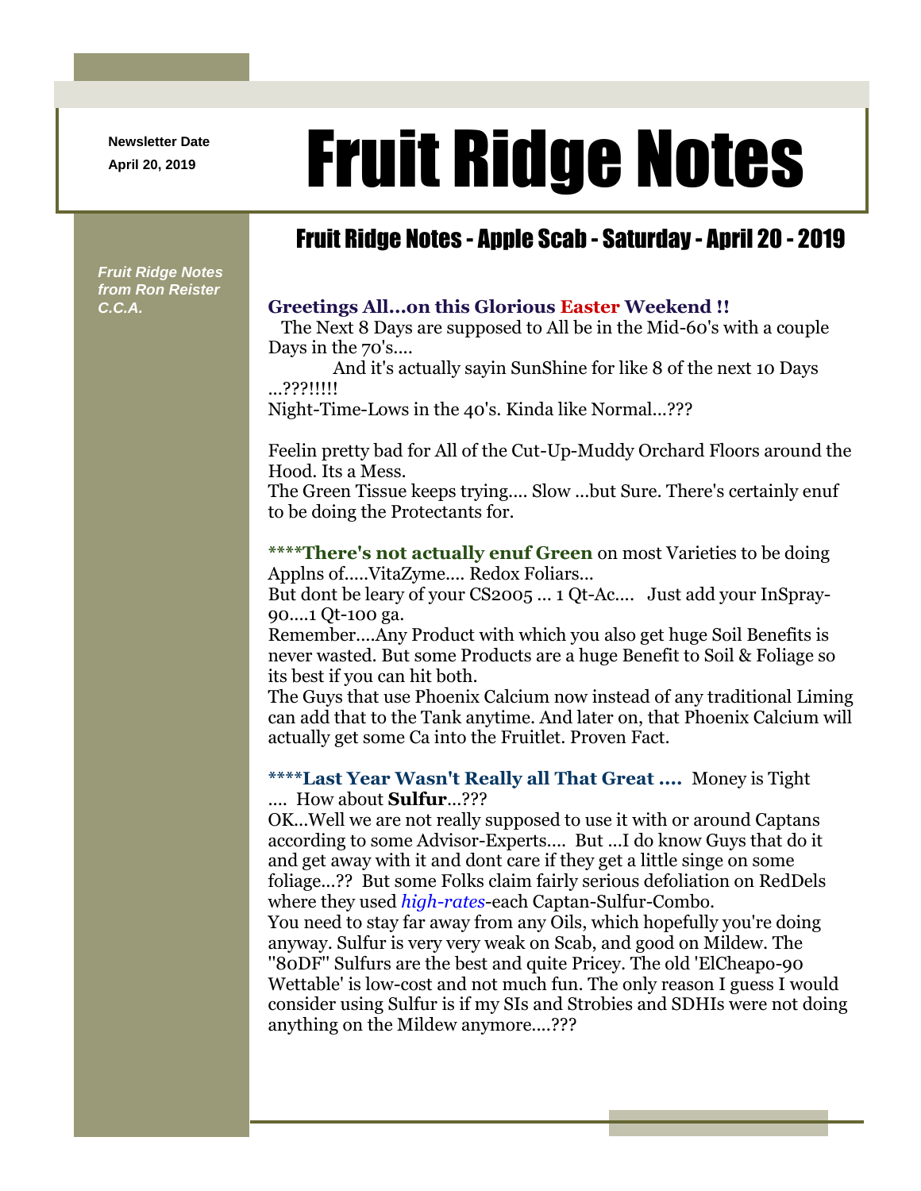Newsletter Date
April 20, 2019

# Fruit Ridge Notes

## Fruit Ridge Notes - Apple Scab - Saturday - April 20 - 2019

*Fruit Ridge Notes from Ron Reister C.C.A.*

**Greetings All...on this Glorious Easter Weekend !!**

The Next 8 Days are supposed to All be in the Mid-60's with a couple Days in the 70's....

And it's actually sayin SunShine for like 8 of the next 10 Days ...???!!!!!

Night-Time-Lows in the 40's. Kinda like Normal...???

Feelin pretty bad for All of the Cut-Up-Muddy Orchard Floors around the Hood. Its a Mess.

The Green Tissue keeps trying.... Slow ...but Sure. There's certainly enuf to be doing the Protectants for.

**\*\*\*\*There's not actually enuf Green** on most Varieties to be doing Applns of.....VitaZyme.... Redox Foliars...

But dont be leary of your CS2005 ... 1 Qt-Ac.... Just add your InSpray-90....1 Qt-100 ga.

Remember....Any Product with which you also get huge Soil Benefits is never wasted. But some Products are a huge Benefit to Soil & Foliage so its best if you can hit both.

The Guys that use Phoenix Calcium now instead of any traditional Liming can add that to the Tank anytime. And later on, that Phoenix Calcium will actually get some Ca into the Fruitlet. Proven Fact.

**\*\*\*\*Last Year Wasn't Really all That Great ....** Money is Tight .... How about **Sulfur**...???

OK...Well we are not really supposed to use it with or around Captans according to some Advisor-Experts.... But ...I do know Guys that do it and get away with it and dont care if they get a little singe on some foliage...?? But some Folks claim fairly serious defoliation on RedDels where they used *high-rates*-each Captan-Sulfur-Combo.

You need to stay far away from any Oils, which hopefully you're doing anyway. Sulfur is very very weak on Scab, and good on Mildew. The "80DF" Sulfurs are the best and quite Pricey. The old 'ElCheapo-90 Wettable' is low-cost and not much fun. The only reason I guess I would consider using Sulfur is if my SIs and Strobies and SDHIs were not doing anything on the Mildew anymore....???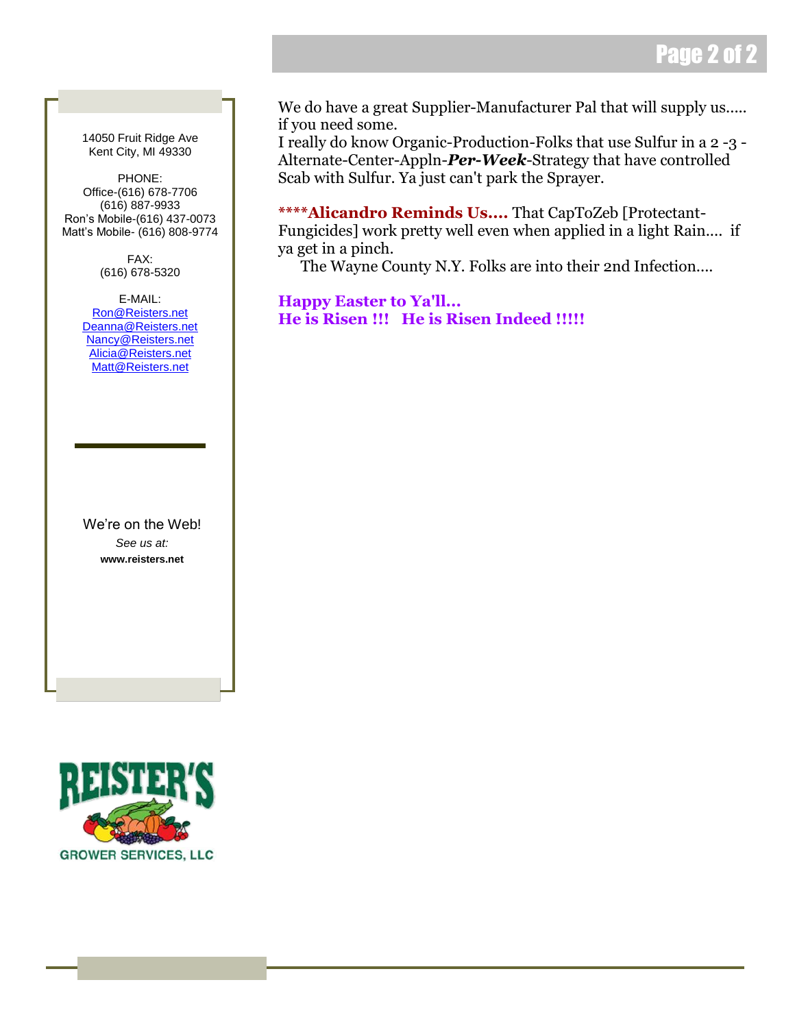14050 Fruit Ridge Ave
Kent City, MI 49330

PHONE:
Office-(616) 678-7706
(616) 887-9933
Ron's Mobile-(616) 437-0073
Matt's Mobile- (616) 808-9774

FAX:
(616) 678-5320

E-MAIL:
Ron@Reisters.net
Deanna@Reisters.net
Nancy@Reisters.net
Alicia@Reisters.net
Matt@Reisters.net

We're on the Web!
*See us at:*
**www.reisters.net**

REISTER'S
GROWER SERVICES, LLC

We do have a great Supplier-Manufacturer Pal that will supply us..... if you need some.
I really do know Organic-Production-Folks that use Sulfur in a 2 -3 - Alternate-Center-Appln-***Per-Week***-Strategy that have controlled Scab with Sulfur. Ya just can't park the Sprayer.

****__Alicandro Reminds Us....__ That CapToZeb [Protectant-Fungicides] work pretty well even when applied in a light Rain.... if ya get in a pinch.
The Wayne County N.Y. Folks are into their 2nd Infection....

**Happy Easter to Ya'll...**
**He is Risen !!! He is Risen Indeed !!!!!**